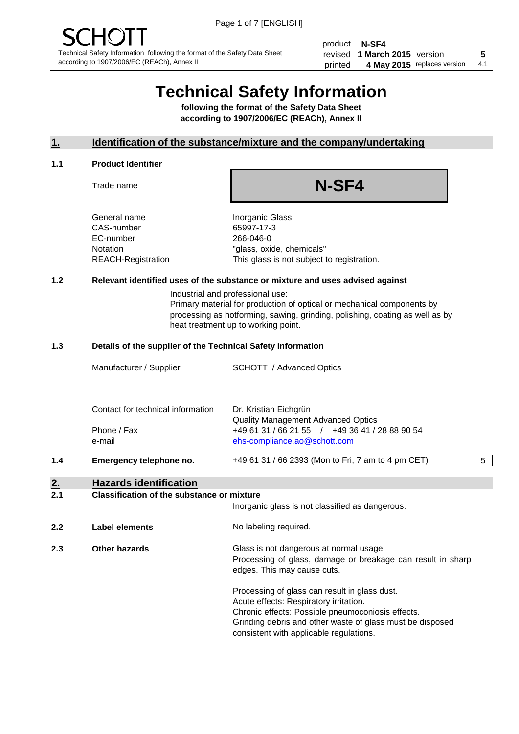SCHOTT

Technical Safety Information following the format of the Safety Data Sheet according to 1907/2006/EC (REACh), Annex II

| product | N-SF4 | | |
|---|---|---|---|
| revised | 1 March 2015 | version | 5 |
| printed | 4 May 2015 | replaces version | 4.1 |

# Technical Safety Information

**following the format of the Safety Data Sheet according to 1907/2006/EC (REACh), Annex II**

## 1. Identification of the substance/mixture and the company/undertaking

### 1.1 Product Identifier

| | |
|---|---|
| Trade name | **N-SF4** |
| General name | Inorganic Glass |
| CAS-number | 65997-17-3 |
| EC-number | 266-046-0 |
| Notation | "glass, oxide, chemicals" |
| REACH-Registration | This glass is not subject to registration. |

### 1.2 Relevant identified uses of the substance or mixture and uses advised against

Industrial and professional use:
Primary material for production of optical or mechanical components by processing as hotforming, sawing, grinding, polishing, coating as well as by heat treatment up to working point.

### 1.3 Details of the supplier of the Technical Safety Information

| | |
|---|---|
| Manufacturer / Supplier | SCHOTT / Advanced Optics |
| Contact for technical information | Dr. Kristian Eichgrün<br>Quality Management Advanced Optics |
| Phone / Fax | +49 61 31 / 66 21 55 / +49 36 41 / 28 88 90 54 |
| e-mail | ehs-compliance.ao@schott.com |

### 1.4 Emergency telephone no.

+49 61 31 / 66 2393 (Mon to Fri, 7 am to 4 pm CET) 5

## 2. Hazards identification

### 2.1 Classification of the substance or mixture

Inorganic glass is not classified as dangerous.

### 2.2 Label elements

No labeling required.

### 2.3 Other hazards

Glass is not dangerous at normal usage.
Processing of glass, damage or breakage can result in sharp edges. This may cause cuts.

Processing of glass can result in glass dust.
Acute effects: Respiratory irritation.
Chronic effects: Possible pneumoconiosis effects.
Grinding debris and other waste of glass must be disposed consistent with applicable regulations.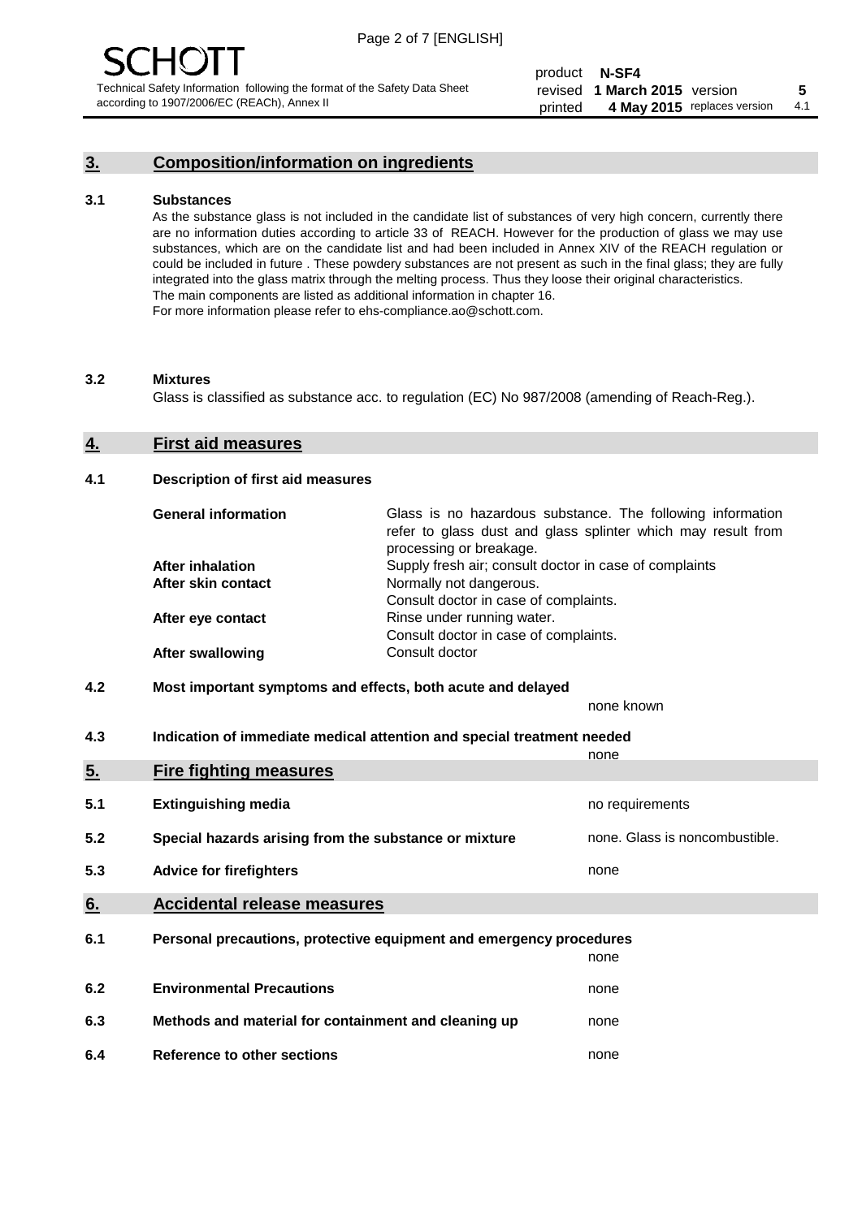## 3. Composition/information on ingredients

### 3.1 Substances

As the substance glass is not included in the candidate list of substances of very high concern, currently there are no information duties according to article 33 of REACH. However for the production of glass we may use substances, which are on the candidate list and had been included in Annex XIV of the REACH regulation or could be included in future . These powdery substances are not present as such in the final glass; they are fully integrated into the glass matrix through the melting process. Thus they loose their original characteristics. The main components are listed as additional information in chapter 16.
For more information please refer to ehs-compliance.ao@schott.com.

### 3.2 Mixtures

Glass is classified as substance acc. to regulation (EC) No 987/2008 (amending of Reach-Reg.).

## 4. First aid measures

### 4.1 Description of first aid measures

| | |
|---|---|
| **General information** | Glass is no hazardous substance. The following information refer to glass dust and glass splinter which may result from processing or breakage. |
| **After inhalation** | Supply fresh air; consult doctor in case of complaints |
| **After skin contact** | Normally not dangerous. Consult doctor in case of complaints. |
| **After eye contact** | Rinse under running water. Consult doctor in case of complaints. |
| **After swallowing** | Consult doctor |

### 4.2 Most important symptoms and effects, both acute and delayed

none known

### 4.3 Indication of immediate medical attention and special treatment needed

none

## 5. Fire fighting measures

| | | |
|---|---|---|
| 5.1 | **Extinguishing media** | no requirements |
| 5.2 | **Special hazards arising from the substance or mixture** | none. Glass is noncombustible. |
| 5.3 | **Advice for firefighters** | none |

## 6. Accidental release measures

| | | |
|---|---|---|
| 6.1 | **Personal precautions, protective equipment and emergency procedures** | none |
| 6.2 | **Environmental Precautions** | none |
| 6.3 | **Methods and material for containment and cleaning up** | none |
| 6.4 | **Reference to other sections** | none |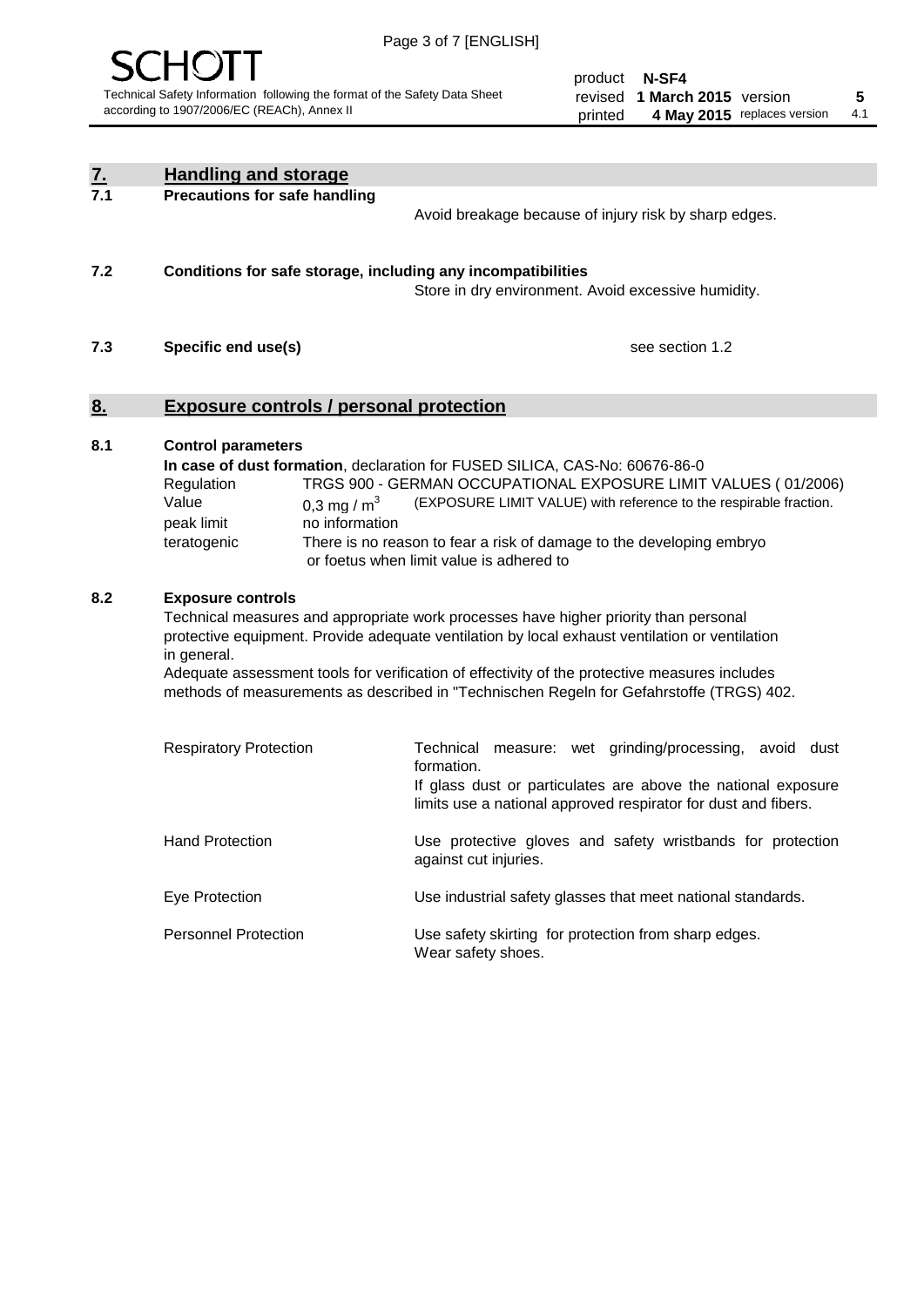## 7. Handling and storage

**7.1 Precautions for safe handling**

Avoid breakage because of injury risk by sharp edges.

**7.2 Conditions for safe storage, including any incompatibilities**

Store in dry environment. Avoid excessive humidity.

**7.3 Specific end use(s)**

see section 1.2

## 8. Exposure controls / personal protection

**8.1 Control parameters**

**In case of dust formation**, declaration for FUSED SILICA, CAS-No: 60676-86-0

| | | |
|---|---|---|
| Regulation | TRGS 900 - GERMAN OCCUPATIONAL EXPOSURE LIMIT VALUES ( 01/2006) | |
| Value | 0,3 mg / $m^3$ | (EXPOSURE LIMIT VALUE) with reference to the respirable fraction. |
| peak limit | no information | |
| teratogenic | There is no reason to fear a risk of damage to the developing embryo or foetus when limit value is adhered to | |

**8.2 Exposure controls**

Technical measures and appropriate work processes have higher priority than personal protective equipment. Provide adequate ventilation by local exhaust ventilation or ventilation in general.

Adequate assessment tools for verification of effectivity of the protective measures includes methods of measurements as described in "Technischen Regeln for Gefahrstoffe (TRGS) 402.

| | |
|---|---|
| Respiratory Protection | Technical measure: wet grinding/processing, avoid dust formation. If glass dust or particulates are above the national exposure limits use a national approved respirator for dust and fibers. |
| Hand Protection | Use protective gloves and safety wristbands for protection against cut injuries. |
| Eye Protection | Use industrial safety glasses that meet national standards. |
| Personnel Protection | Use safety skirting for protection from sharp edges. Wear safety shoes. |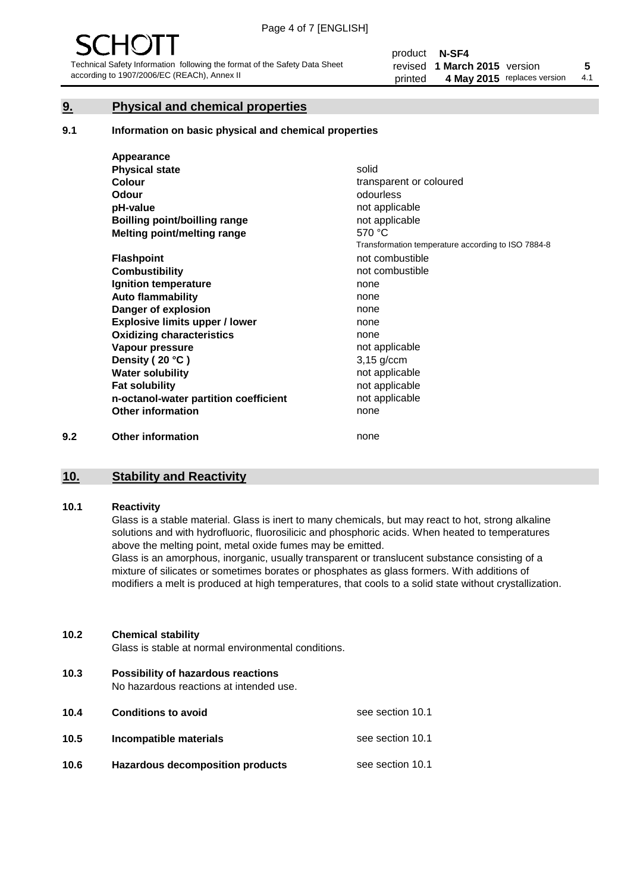## 9. Physical and chemical properties

### 9.1 Information on basic physical and chemical properties

| Property | Value |
|---|---|
| **Appearance** | |
| **Physical state** | solid |
| **Colour** | transparent or coloured |
| **Odour** | odourless |
| **pH-value** | not applicable |
| **Boilling point/boilling range** | not applicable |
| **Melting point/melting range** | 570 °C<br>Transformation temperature according to ISO 7884-8 |
| **Flashpoint** | not combustible |
| **Combustibility** | not combustible |
| **Ignition temperature** | none |
| **Auto flammability** | none |
| **Danger of explosion** | none |
| **Explosive limits upper / lower** | none |
| **Oxidizing characteristics** | none |
| **Vapour pressure** | not applicable |
| **Density ( 20 °C )** | 3,15 g/ccm |
| **Water solubility** | not applicable |
| **Fat solubility** | not applicable |
| **n-octanol-water partition coefficient** | not applicable |
| **Other information** | none |

### 9.2 Other information

none

## 10. Stability and Reactivity

### 10.1 Reactivity

Glass is a stable material. Glass is inert to many chemicals, but may react to hot, strong alkaline solutions and with hydrofluoric, fluorosilicic and phosphoric acids. When heated to temperatures above the melting point, metal oxide fumes may be emitted.

Glass is an amorphous, inorganic, usually transparent or translucent substance consisting of a mixture of silicates or sometimes borates or phosphates as glass formers. With additions of modifiers a melt is produced at high temperatures, that cools to a solid state without crystallization.

### 10.2 Chemical stability

Glass is stable at normal environmental conditions.

### 10.3 Possibility of hazardous reactions

No hazardous reactions at intended use.

### 10.4 Conditions to avoid

see section 10.1

### 10.5 Incompatible materials

see section 10.1

### 10.6 Hazardous decomposition products

see section 10.1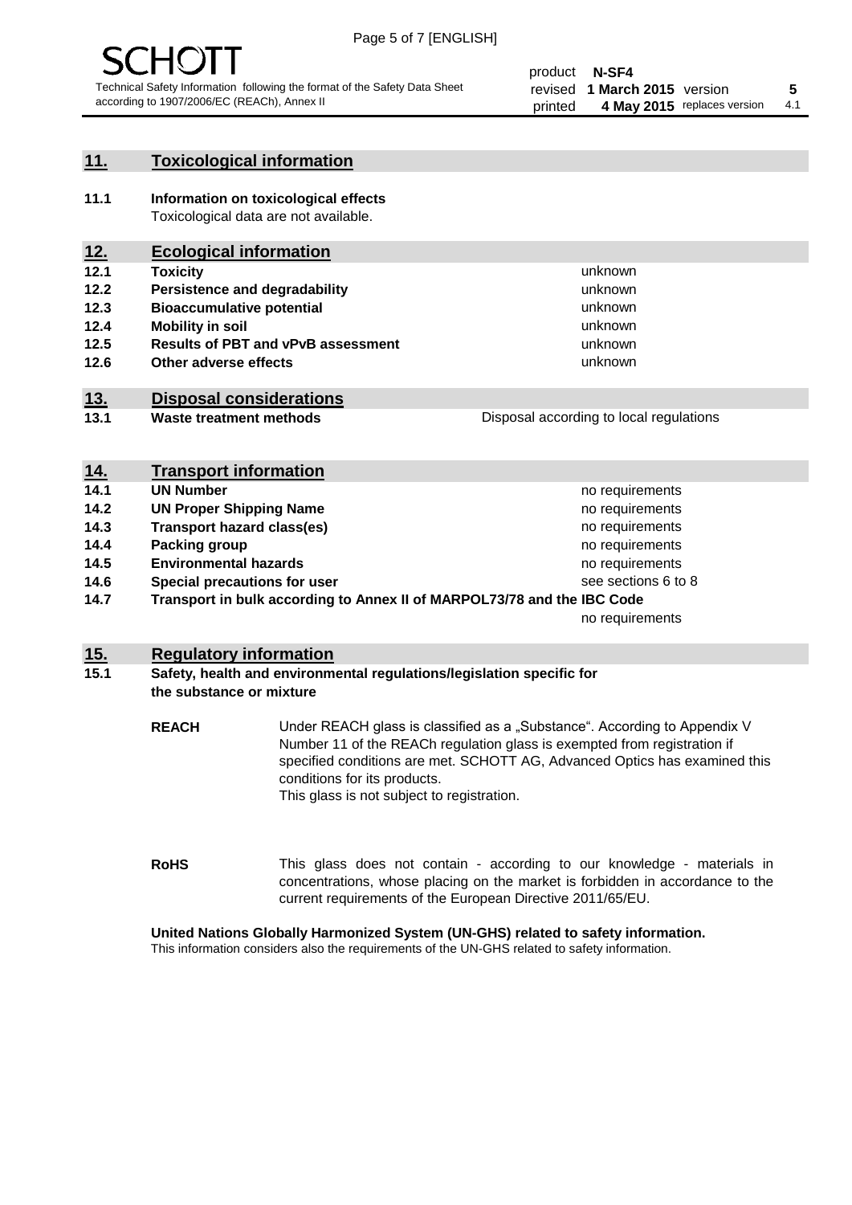## 11. Toxicological information

**11.1 Information on toxicological effects**

Toxicological data are not available.

## 12. Ecological information

| | | |
|---|---|---|
| **12.1** | **Toxicity** | unknown |
| **12.2** | **Persistence and degradability** | unknown |
| **12.3** | **Bioaccumulative potential** | unknown |
| **12.4** | **Mobility in soil** | unknown |
| **12.5** | **Results of PBT and vPvB assessment** | unknown |
| **12.6** | **Other adverse effects** | unknown |

## 13. Disposal considerations

| | | |
|---|---|---|
| **13.1** | **Waste treatment methods** | Disposal according to local regulations |

## 14. Transport information

| | | |
|---|---|---|
| **14.1** | **UN Number** | no requirements |
| **14.2** | **UN Proper Shipping Name** | no requirements |
| **14.3** | **Transport hazard class(es)** | no requirements |
| **14.4** | **Packing group** | no requirements |
| **14.5** | **Environmental hazards** | no requirements |
| **14.6** | **Special precautions for user** | see sections 6 to 8 |
| **14.7** | **Transport in bulk according to Annex II of MARPOL73/78 and the IBC Code** | no requirements |

## 15. Regulatory information

**15.1 Safety, health and environmental regulations/legislation specific for the substance or mixture**

**REACH** Under REACH glass is classified as a „Substance". According to Appendix V Number 11 of the REACh regulation glass is exempted from registration if specified conditions are met. SCHOTT AG, Advanced Optics has examined this conditions for its products.
This glass is not subject to registration.

**RoHS** This glass does not contain - according to our knowledge - materials in concentrations, whose placing on the market is forbidden in accordance to the current requirements of the European Directive 2011/65/EU.

**United Nations Globally Harmonized System (UN-GHS) related to safety information.**

This information considers also the requirements of the UN-GHS related to safety information.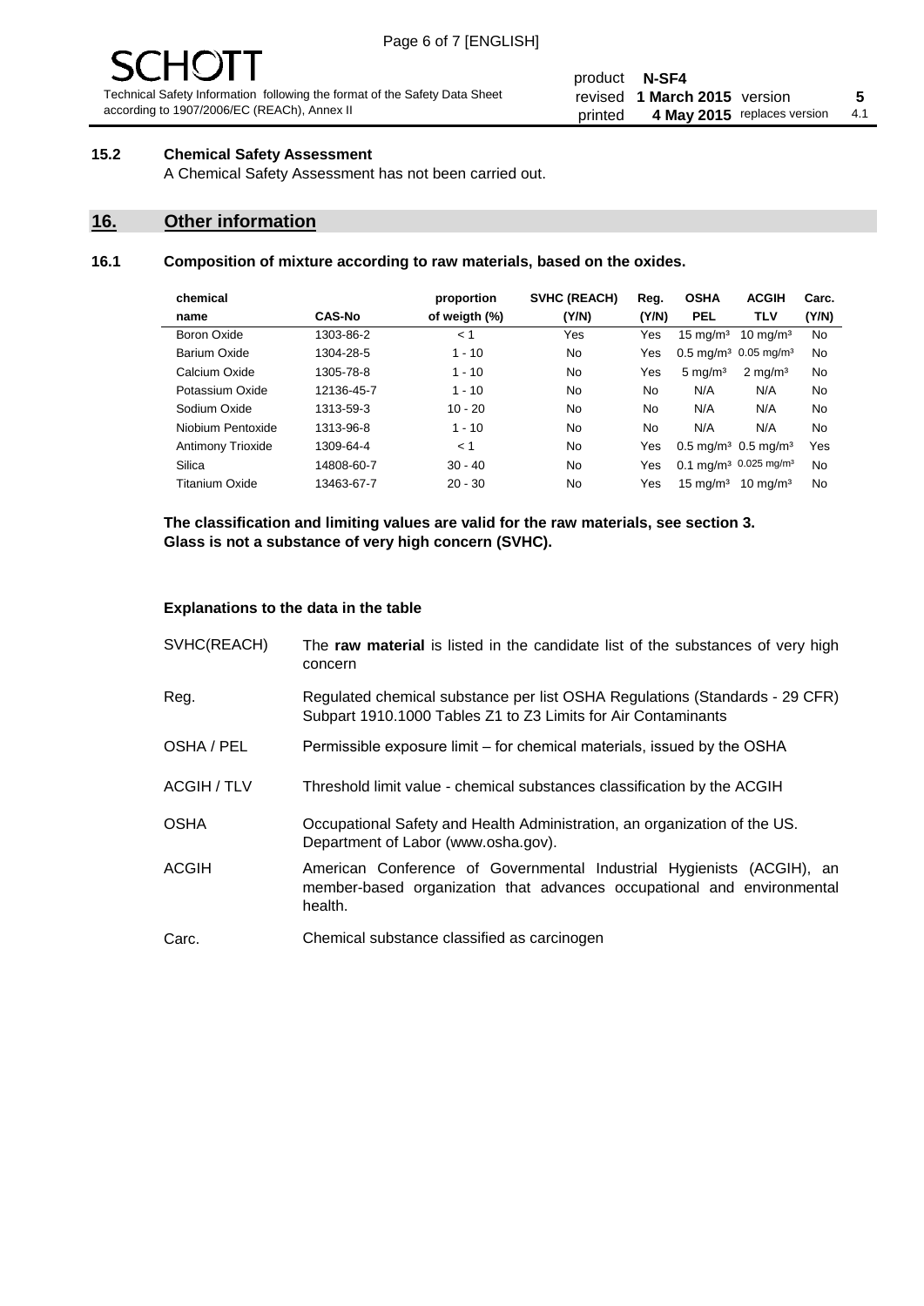### 15.2 Chemical Safety Assessment

A Chemical Safety Assessment has not been carried out.

## 16. Other information

### 16.1 Composition of mixture according to raw materials, based on the oxides.

| chemical name | CAS-No | proportion of weigth (%) | SVHC (REACH) (Y/N) | Reg. (Y/N) | OSHA PEL | ACGIH TLV | Carc. (Y/N) |
|---|---|---|---|---|---|---|---|
| Boron Oxide | 1303-86-2 | < 1 | Yes | Yes | 15 mg/m³ | 10 mg/m³ | No |
| Barium Oxide | 1304-28-5 | 1 - 10 | No | Yes | 0.5 mg/m³ | 0.05 mg/m³ | No |
| Calcium Oxide | 1305-78-8 | 1 - 10 | No | Yes | 5 mg/m³ | 2 mg/m³ | No |
| Potassium Oxide | 12136-45-7 | 1 - 10 | No | No | N/A | N/A | No |
| Sodium Oxide | 1313-59-3 | 10 - 20 | No | No | N/A | N/A | No |
| Niobium Pentoxide | 1313-96-8 | 1 - 10 | No | No | N/A | N/A | No |
| Antimony Trioxide | 1309-64-4 | < 1 | No | Yes | 0.5 mg/m³ | 0.5 mg/m³ | Yes |
| Silica | 14808-60-7 | 30 - 40 | No | Yes | 0.1 mg/m³ | 0.025 mg/m³ | No |
| Titanium Oxide | 13463-67-7 | 20 - 30 | No | Yes | 15 mg/m³ | 10 mg/m³ | No |

**The classification and limiting values are valid for the raw materials, see section 3.**
**Glass is not a substance of very high concern (SVHC).**

**Explanations to the data in the table**

SVHC(REACH) — The **raw material** is listed in the candidate list of the substances of very high concern

Reg. — Regulated chemical substance per list OSHA Regulations (Standards - 29 CFR) Subpart 1910.1000 Tables Z1 to Z3 Limits for Air Contaminants

OSHA / PEL — Permissible exposure limit – for chemical materials, issued by the OSHA

ACGIH / TLV — Threshold limit value - chemical substances classification by the ACGIH

OSHA — Occupational Safety and Health Administration, an organization of the US. Department of Labor (www.osha.gov).

ACGIH — American Conference of Governmental Industrial Hygienists (ACGIH), an member-based organization that advances occupational and environmental health.

Carc. — Chemical substance classified as carcinogen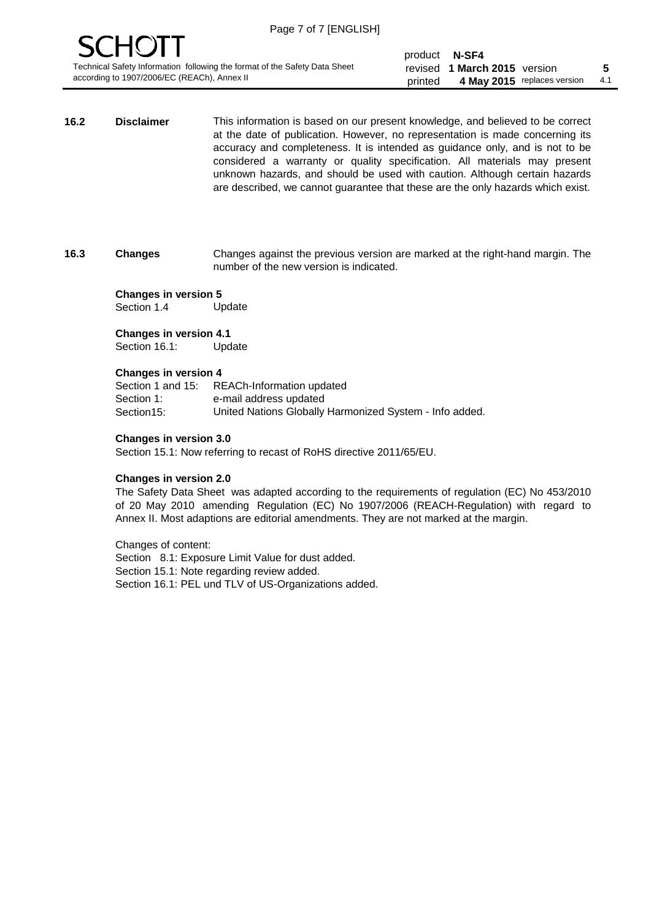**16.2 Disclaimer**

This information is based on our present knowledge, and believed to be correct at the date of publication. However, no representation is made concerning its accuracy and completeness. It is intended as guidance only, and is not to be considered a warranty or quality specification. All materials may present unknown hazards, and should be used with caution. Although certain hazards are described, we cannot guarantee that these are the only hazards which exist.

**16.3 Changes**

Changes against the previous version are marked at the right-hand margin. The number of the new version is indicated.

**Changes in version 5**

Section 1.4 Update

**Changes in version 4.1**

Section 16.1: Update

**Changes in version 4**

| | |
|---|---|
| Section 1 and 15: | REACh-Information updated |
| Section 1: | e-mail address updated |
| Section15: | United Nations Globally Harmonized System - Info added. |

**Changes in version 3.0**

Section 15.1: Now referring to recast of RoHS directive 2011/65/EU.

**Changes in version 2.0**

The Safety Data Sheet was adapted according to the requirements of regulation (EC) No 453/2010 of 20 May 2010 amending Regulation (EC) No 1907/2006 (REACH-Regulation) with regard to Annex II. Most adaptions are editorial amendments. They are not marked at the margin.

Changes of content:
Section 8.1: Exposure Limit Value for dust added.
Section 15.1: Note regarding review added.
Section 16.1: PEL und TLV of US-Organizations added.